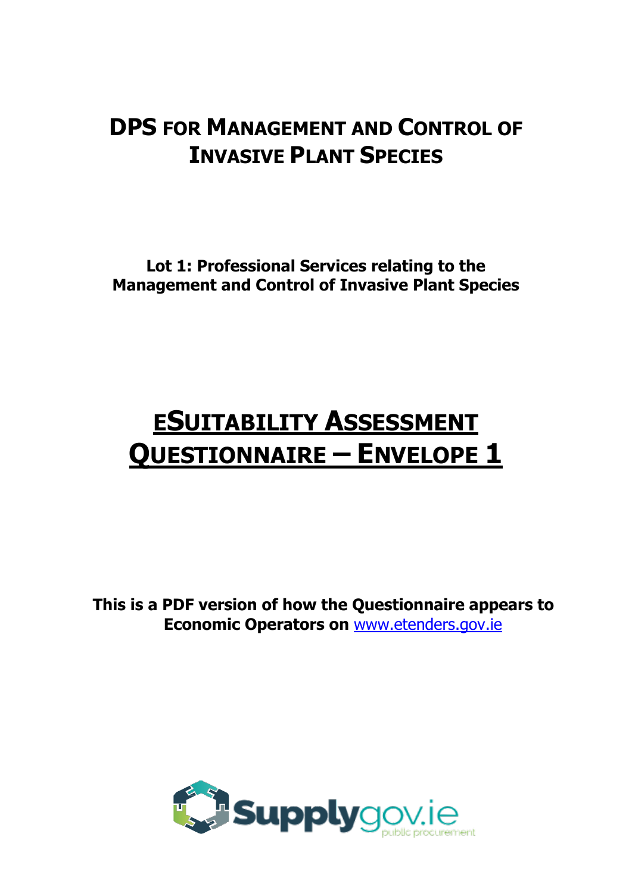# DPS FOR MANAGEMENT AND CONTROL OF INVASIVE PLANT SPECIES

**Lot 1: Professional Services relating to the Management and Control of Invasive Plant Species**

# ESUITABILITY ASSESSMENT QUESTIONNAIRE – ENVELOPE 1

**This is a PDF version of how the Questionnaire appears to Economic Operators on www.etenders.gov.ie**

Supplygov.ie public procurement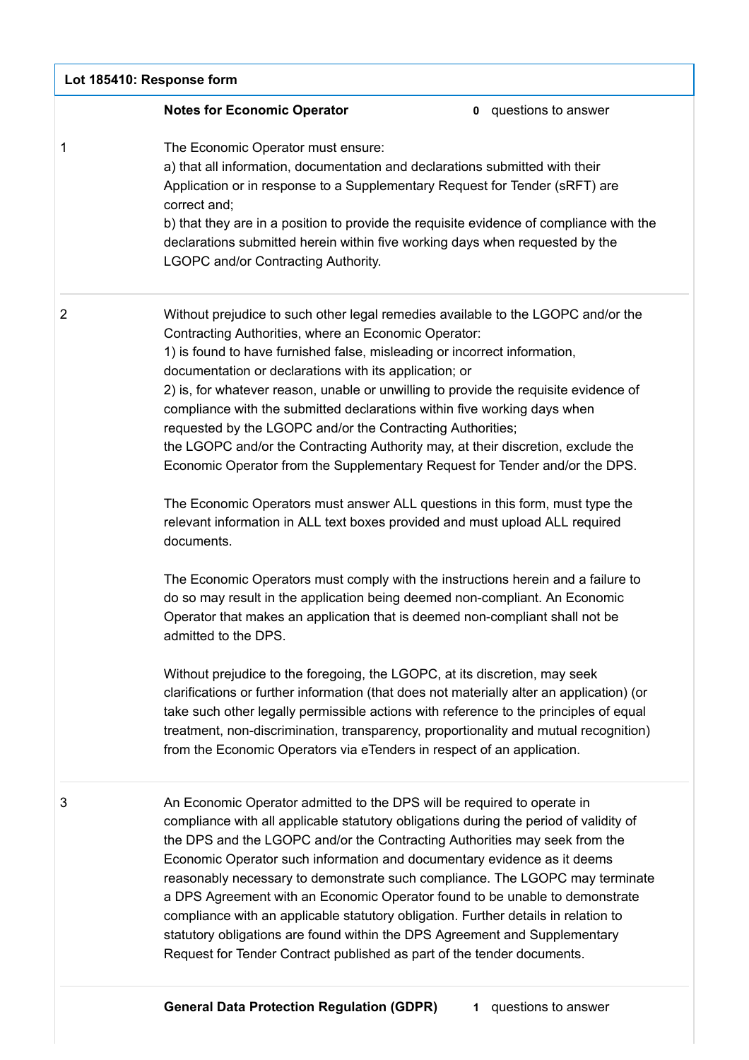**Lot 185410: Response form**

| | **Notes for Economic Operator** | **0** questions to answer |
|---|---|---|
| 1 | The Economic Operator must ensure:<br>a) that all information, documentation and declarations submitted with their Application or in response to a Supplementary Request for Tender (sRFT) are correct and;<br>b) that they are in a position to provide the requisite evidence of compliance with the declarations submitted herein within five working days when requested by the LGOPC and/or Contracting Authority. | |
| 2 | Without prejudice to such other legal remedies available to the LGOPC and/or the Contracting Authorities, where an Economic Operator:<br>1) is found to have furnished false, misleading or incorrect information, documentation or declarations with its application; or<br>2) is, for whatever reason, unable or unwilling to provide the requisite evidence of compliance with the submitted declarations within five working days when requested by the LGOPC and/or the Contracting Authorities;<br>the LGOPC and/or the Contracting Authority may, at their discretion, exclude the Economic Operator from the Supplementary Request for Tender and/or the DPS.<br><br>The Economic Operators must answer ALL questions in this form, must type the relevant information in ALL text boxes provided and must upload ALL required documents.<br><br>The Economic Operators must comply with the instructions herein and a failure to do so may result in the application being deemed non-compliant. An Economic Operator that makes an application that is deemed non-compliant shall not be admitted to the DPS.<br><br>Without prejudice to the foregoing, the LGOPC, at its discretion, may seek clarifications or further information (that does not materially alter an application) (or take such other legally permissible actions with reference to the principles of equal treatment, non-discrimination, transparency, proportionality and mutual recognition) from the Economic Operators via eTenders in respect of an application. | |
| 3 | An Economic Operator admitted to the DPS will be required to operate in compliance with all applicable statutory obligations during the period of validity of the DPS and the LGOPC and/or the Contracting Authorities may seek from the Economic Operator such information and documentary evidence as it deems reasonably necessary to demonstrate such compliance. The LGOPC may terminate a DPS Agreement with an Economic Operator found to be unable to demonstrate compliance with an applicable statutory obligation. Further details in relation to statutory obligations are found within the DPS Agreement and Supplementary Request for Tender Contract published as part of the tender documents. | |
| | **General Data Protection Regulation (GDPR)** | **1** questions to answer |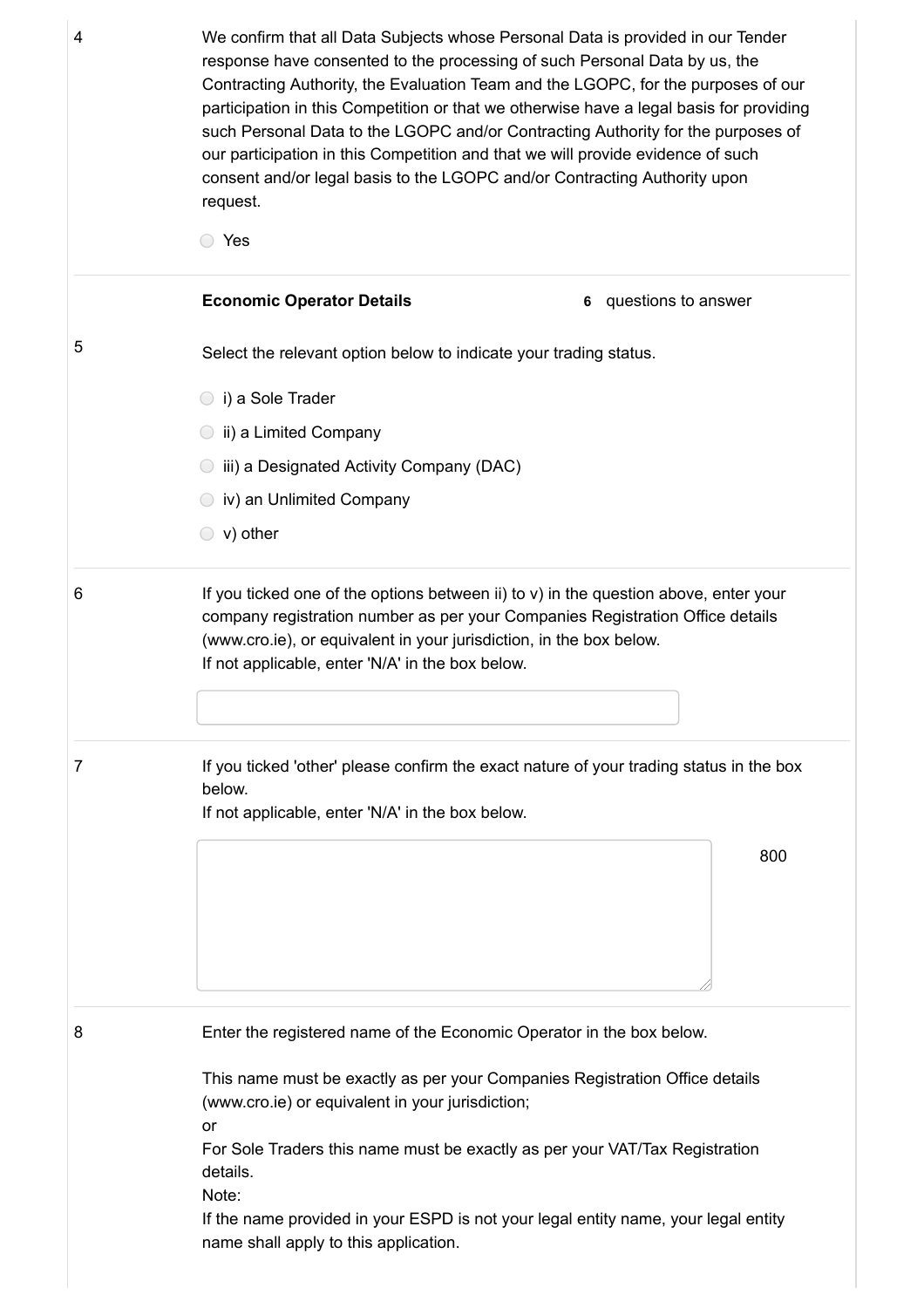4

We confirm that all Data Subjects whose Personal Data is provided in our Tender response have consented to the processing of such Personal Data by us, the Contracting Authority, the Evaluation Team and the LGOPC, for the purposes of our participation in this Competition or that we otherwise have a legal basis for providing such Personal Data to the LGOPC and/or Contracting Authority for the purposes of our participation in this Competition and that we will provide evidence of such consent and/or legal basis to the LGOPC and/or Contracting Authority upon request.

- ○ Yes

**Economic Operator Details** — **6** questions to answer

5

Select the relevant option below to indicate your trading status.

- ○ i) a Sole Trader
- ○ ii) a Limited Company
- ○ iii) a Designated Activity Company (DAC)
- ○ iv) an Unlimited Company
- ○ v) other

6

If you ticked one of the options between ii) to v) in the question above, enter your company registration number as per your Companies Registration Office details (www.cro.ie), or equivalent in your jurisdiction, in the box below.
If not applicable, enter 'N/A' in the box below.

7

If you ticked 'other' please confirm the exact nature of your trading status in the box below.
If not applicable, enter 'N/A' in the box below.

800

8

Enter the registered name of the Economic Operator in the box below.

This name must be exactly as per your Companies Registration Office details (www.cro.ie) or equivalent in your jurisdiction;
or
For Sole Traders this name must be exactly as per your VAT/Tax Registration details.
Note:
If the name provided in your ESPD is not your legal entity name, your legal entity name shall apply to this application.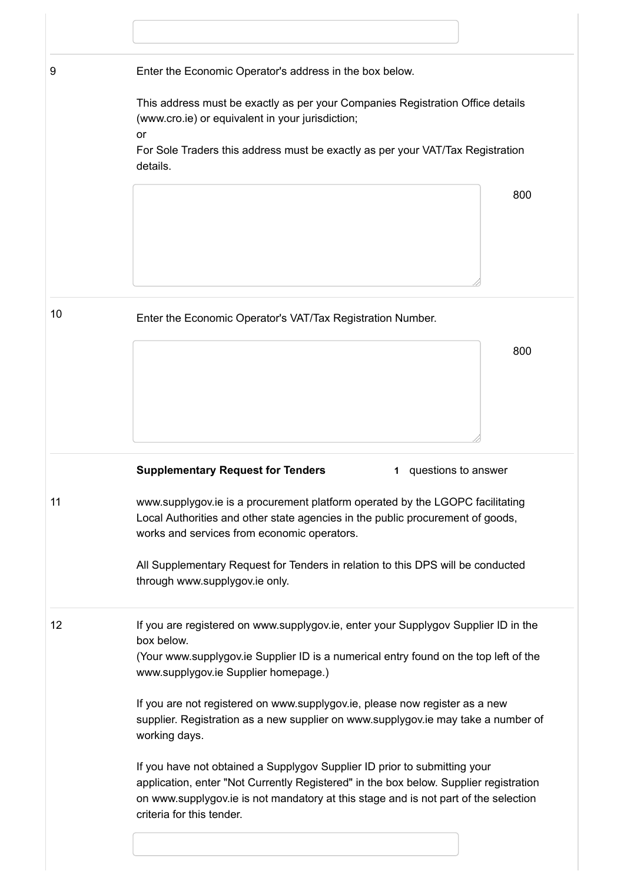9

Enter the Economic Operator's address in the box below.

This address must be exactly as per your Companies Registration Office details (www.cro.ie) or equivalent in your jurisdiction;
or
For Sole Traders this address must be exactly as per your VAT/Tax Registration details.

800

10

Enter the Economic Operator's VAT/Tax Registration Number.

800

**Supplementary Request for Tenders** **1** questions to answer

11

www.supplygov.ie is a procurement platform operated by the LGOPC facilitating Local Authorities and other state agencies in the public procurement of goods, works and services from economic operators.

All Supplementary Request for Tenders in relation to this DPS will be conducted through www.supplygov.ie only.

12

If you are registered on www.supplygov.ie, enter your Supplygov Supplier ID in the box below.
(Your www.supplygov.ie Supplier ID is a numerical entry found on the top left of the www.supplygov.ie Supplier homepage.)

If you are not registered on www.supplygov.ie, please now register as a new supplier. Registration as a new supplier on www.supplygov.ie may take a number of working days.

If you have not obtained a Supplygov Supplier ID prior to submitting your application, enter "Not Currently Registered" in the box below. Supplier registration on www.supplygov.ie is not mandatory at this stage and is not part of the selection criteria for this tender.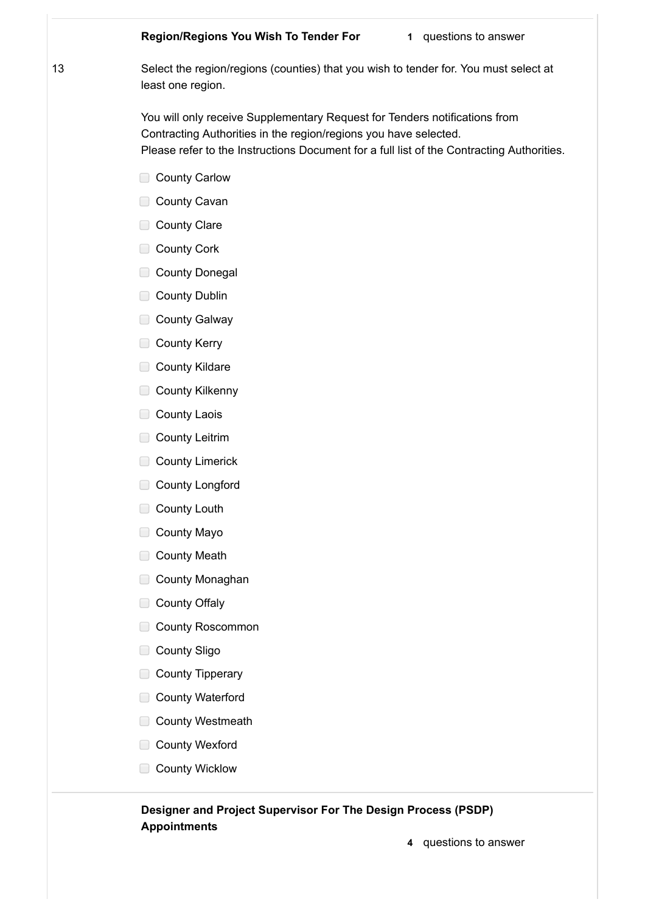**Region/Regions You Wish To Tender For** **1** questions to answer

13 Select the region/regions (counties) that you wish to tender for. You must select at least one region.

You will only receive Supplementary Request for Tenders notifications from Contracting Authorities in the region/regions you have selected.
Please refer to the Instructions Document for a full list of the Contracting Authorities.

- [ ] County Carlow
- [ ] County Cavan
- [ ] County Clare
- [ ] County Cork
- [ ] County Donegal
- [ ] County Dublin
- [ ] County Galway
- [ ] County Kerry
- [ ] County Kildare
- [ ] County Kilkenny
- [ ] County Laois
- [ ] County Leitrim
- [ ] County Limerick
- [ ] County Longford
- [ ] County Louth
- [ ] County Mayo
- [ ] County Meath
- [ ] County Monaghan
- [ ] County Offaly
- [ ] County Roscommon
- [ ] County Sligo
- [ ] County Tipperary
- [ ] County Waterford
- [ ] County Westmeath
- [ ] County Wexford
- [ ] County Wicklow

---

**Designer and Project Supervisor For The Design Process (PSDP) Appointments**

**4** questions to answer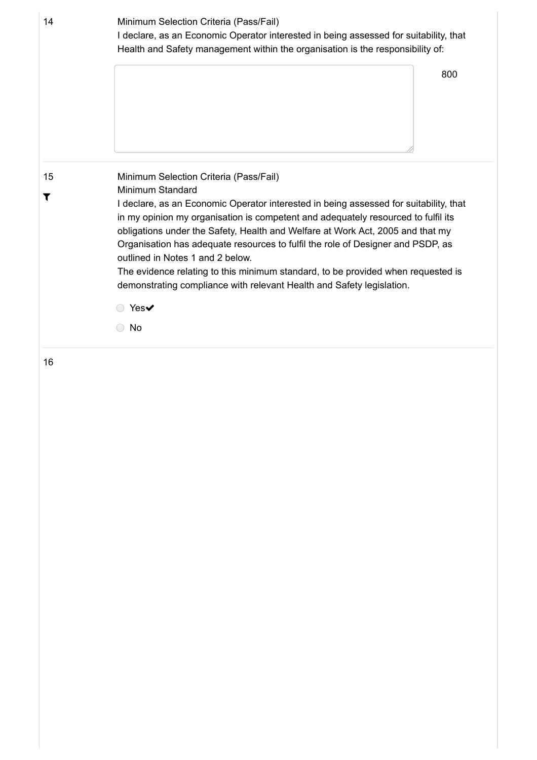14

Minimum Selection Criteria (Pass/Fail)

I declare, as an Economic Operator interested in being assessed for suitability, that Health and Safety management within the organisation is the responsibility of:

800

---

15

Minimum Selection Criteria (Pass/Fail)

Minimum Standard

I declare, as an Economic Operator interested in being assessed for suitability, that in my opinion my organisation is competent and adequately resourced to fulfil its obligations under the Safety, Health and Welfare at Work Act, 2005 and that my Organisation has adequate resources to fulfil the role of Designer and PSDP, as outlined in Notes 1 and 2 below.

The evidence relating to this minimum standard, to be provided when requested is demonstrating compliance with relevant Health and Safety legislation.

- ○ Yes✔
- ○ No

---

16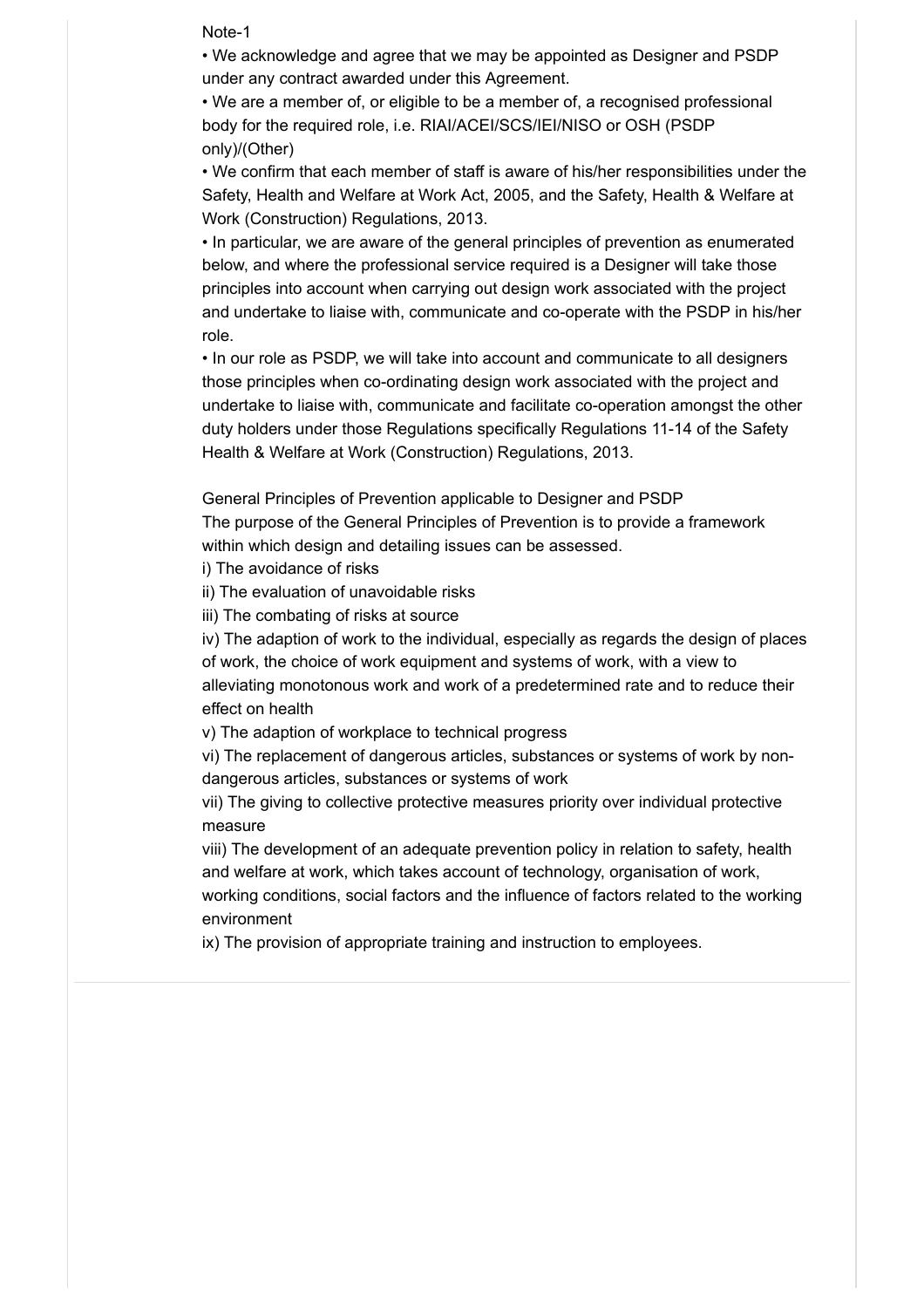Note-1

• We acknowledge and agree that we may be appointed as Designer and PSDP under any contract awarded under this Agreement.

• We are a member of, or eligible to be a member of, a recognised professional body for the required role, i.e. RIAI/ACEI/SCS/IEI/NISO or OSH (PSDP only)/(Other)

• We confirm that each member of staff is aware of his/her responsibilities under the Safety, Health and Welfare at Work Act, 2005, and the Safety, Health & Welfare at Work (Construction) Regulations, 2013.

• In particular, we are aware of the general principles of prevention as enumerated below, and where the professional service required is a Designer will take those principles into account when carrying out design work associated with the project and undertake to liaise with, communicate and co-operate with the PSDP in his/her role.

• In our role as PSDP, we will take into account and communicate to all designers those principles when co-ordinating design work associated with the project and undertake to liaise with, communicate and facilitate co-operation amongst the other duty holders under those Regulations specifically Regulations 11-14 of the Safety Health & Welfare at Work (Construction) Regulations, 2013.

General Principles of Prevention applicable to Designer and PSDP

The purpose of the General Principles of Prevention is to provide a framework within which design and detailing issues can be assessed.

i) The avoidance of risks

ii) The evaluation of unavoidable risks

iii) The combating of risks at source

iv) The adaption of work to the individual, especially as regards the design of places of work, the choice of work equipment and systems of work, with a view to alleviating monotonous work and work of a predetermined rate and to reduce their effect on health

v) The adaption of workplace to technical progress

vi) The replacement of dangerous articles, substances or systems of work by non-dangerous articles, substances or systems of work

vii) The giving to collective protective measures priority over individual protective measure

viii) The development of an adequate prevention policy in relation to safety, health and welfare at work, which takes account of technology, organisation of work, working conditions, social factors and the influence of factors related to the working environment

ix) The provision of appropriate training and instruction to employees.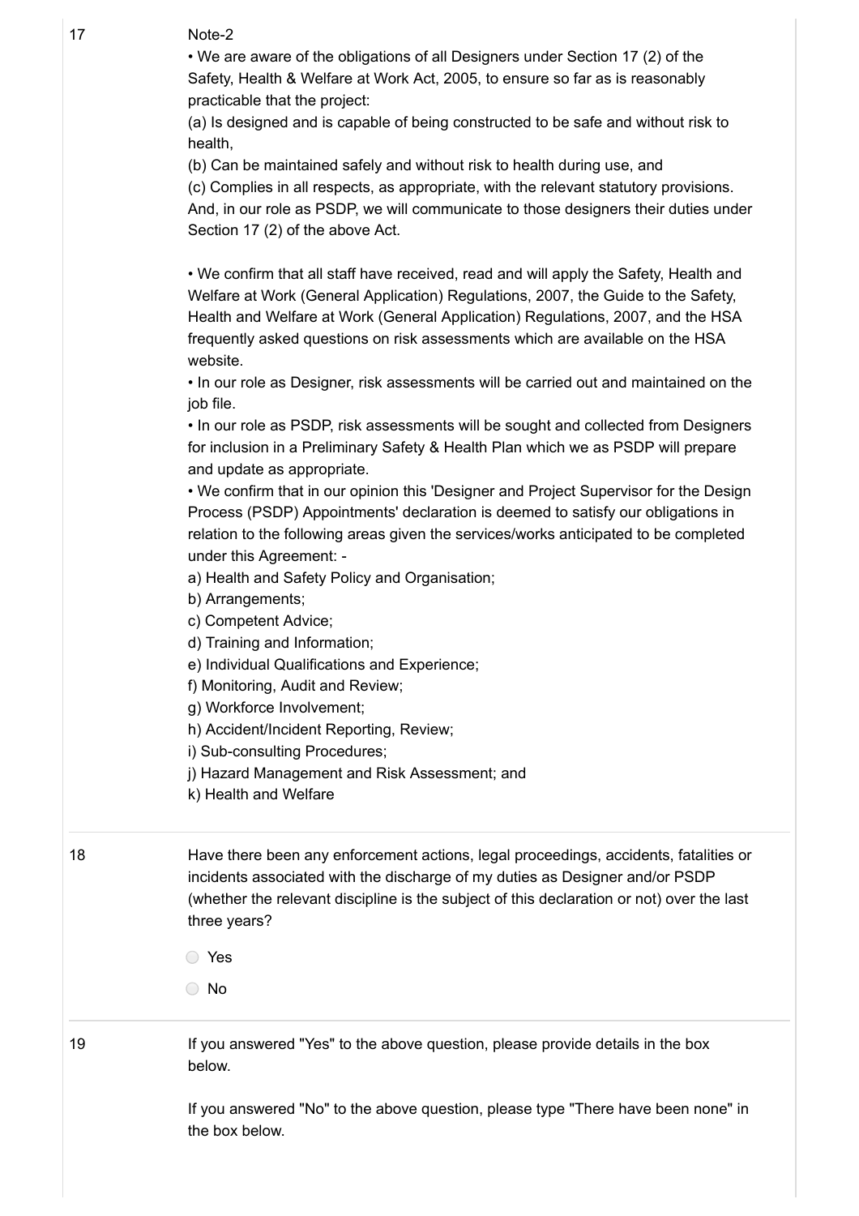17

Note-2

- We are aware of the obligations of all Designers under Section 17 (2) of the Safety, Health & Welfare at Work Act, 2005, to ensure so far as is reasonably practicable that the project:

(a) Is designed and is capable of being constructed to be safe and without risk to health,

(b) Can be maintained safely and without risk to health during use, and

(c) Complies in all respects, as appropriate, with the relevant statutory provisions.

And, in our role as PSDP, we will communicate to those designers their duties under Section 17 (2) of the above Act.

- We confirm that all staff have received, read and will apply the Safety, Health and Welfare at Work (General Application) Regulations, 2007, the Guide to the Safety, Health and Welfare at Work (General Application) Regulations, 2007, and the HSA frequently asked questions on risk assessments which are available on the HSA website.
- In our role as Designer, risk assessments will be carried out and maintained on the job file.
- In our role as PSDP, risk assessments will be sought and collected from Designers for inclusion in a Preliminary Safety & Health Plan which we as PSDP will prepare and update as appropriate.
- We confirm that in our opinion this 'Designer and Project Supervisor for the Design Process (PSDP) Appointments' declaration is deemed to satisfy our obligations in relation to the following areas given the services/works anticipated to be completed under this Agreement: -

a) Health and Safety Policy and Organisation;

b) Arrangements;

c) Competent Advice;

d) Training and Information;

e) Individual Qualifications and Experience;

f) Monitoring, Audit and Review;

g) Workforce Involvement;

h) Accident/Incident Reporting, Review;

i) Sub-consulting Procedures;

j) Hazard Management and Risk Assessment; and

k) Health and Welfare

18

Have there been any enforcement actions, legal proceedings, accidents, fatalities or incidents associated with the discharge of my duties as Designer and/or PSDP (whether the relevant discipline is the subject of this declaration or not) over the last three years?

- ◯ Yes
- ◯ No

19

If you answered "Yes" to the above question, please provide details in the box below.

If you answered "No" to the above question, please type "There have been none" in the box below.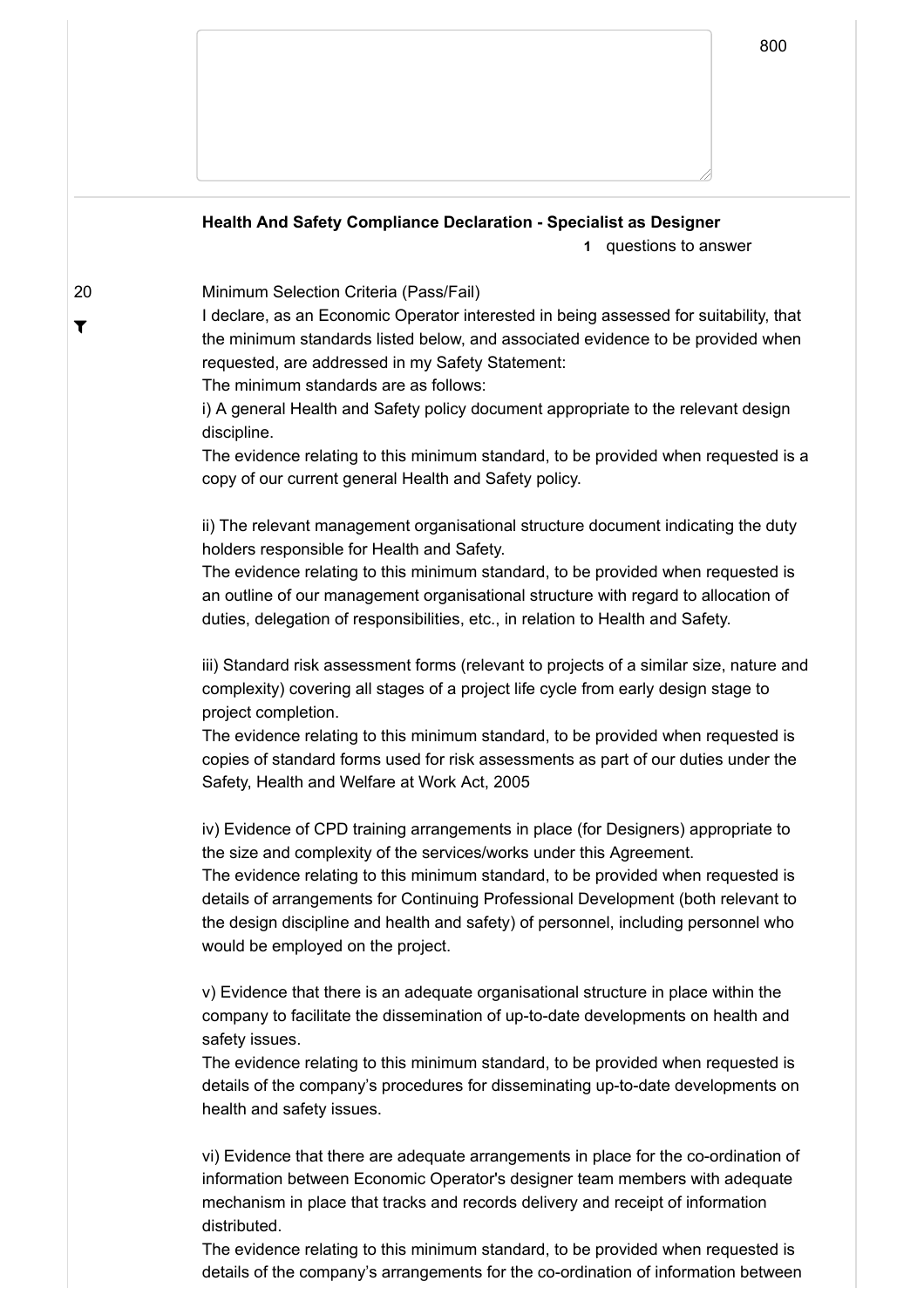800

### Health And Safety Compliance Declaration - Specialist as Designer

**1** questions to answer

20

Minimum Selection Criteria (Pass/Fail)

I declare, as an Economic Operator interested in being assessed for suitability, that the minimum standards listed below, and associated evidence to be provided when requested, are addressed in my Safety Statement:

The minimum standards are as follows:

i) A general Health and Safety policy document appropriate to the relevant design discipline.

The evidence relating to this minimum standard, to be provided when requested is a copy of our current general Health and Safety policy.

ii) The relevant management organisational structure document indicating the duty holders responsible for Health and Safety.

The evidence relating to this minimum standard, to be provided when requested is an outline of our management organisational structure with regard to allocation of duties, delegation of responsibilities, etc., in relation to Health and Safety.

iii) Standard risk assessment forms (relevant to projects of a similar size, nature and complexity) covering all stages of a project life cycle from early design stage to project completion.

The evidence relating to this minimum standard, to be provided when requested is copies of standard forms used for risk assessments as part of our duties under the Safety, Health and Welfare at Work Act, 2005

iv) Evidence of CPD training arrangements in place (for Designers) appropriate to the size and complexity of the services/works under this Agreement.

The evidence relating to this minimum standard, to be provided when requested is details of arrangements for Continuing Professional Development (both relevant to the design discipline and health and safety) of personnel, including personnel who would be employed on the project.

v) Evidence that there is an adequate organisational structure in place within the company to facilitate the dissemination of up-to-date developments on health and safety issues.

The evidence relating to this minimum standard, to be provided when requested is details of the company's procedures for disseminating up-to-date developments on health and safety issues.

vi) Evidence that there are adequate arrangements in place for the co-ordination of information between Economic Operator's designer team members with adequate mechanism in place that tracks and records delivery and receipt of information distributed.

The evidence relating to this minimum standard, to be provided when requested is details of the company's arrangements for the co-ordination of information between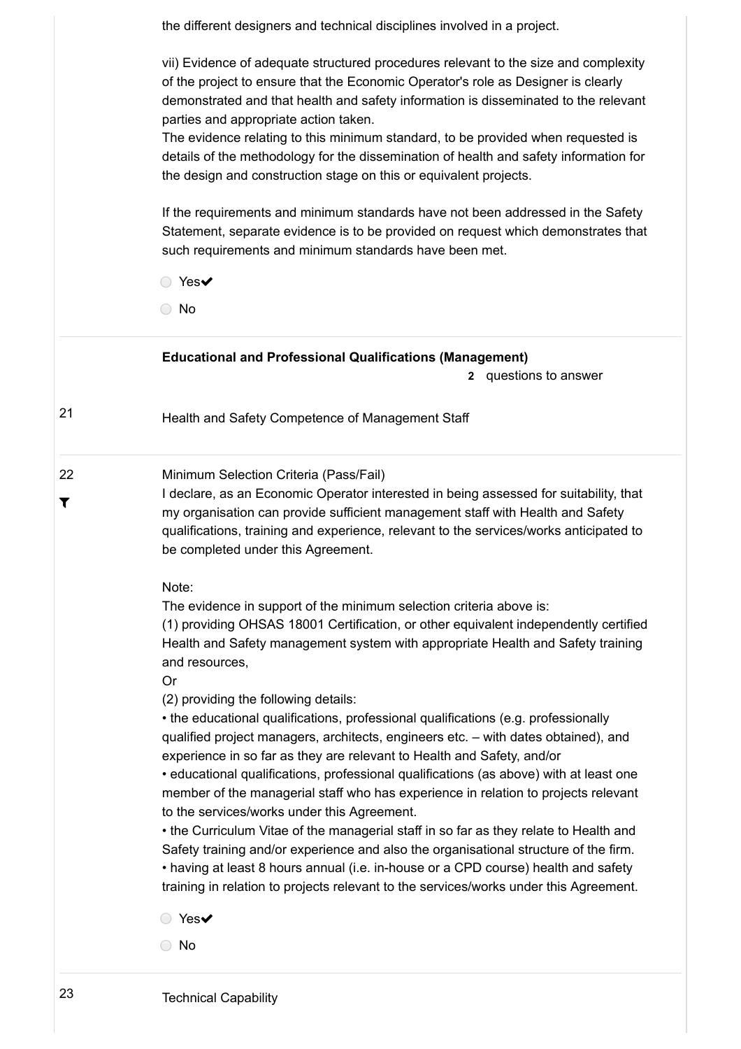the different designers and technical disciplines involved in a project.

vii) Evidence of adequate structured procedures relevant to the size and complexity of the project to ensure that the Economic Operator's role as Designer is clearly demonstrated and that health and safety information is disseminated to the relevant parties and appropriate action taken.
The evidence relating to this minimum standard, to be provided when requested is details of the methodology for the dissemination of health and safety information for the design and construction stage on this or equivalent projects.

If the requirements and minimum standards have not been addressed in the Safety Statement, separate evidence is to be provided on request which demonstrates that such requirements and minimum standards have been met.

- Yes✔
- No

**Educational and Professional Qualifications (Management)**

**2** questions to answer

21 Health and Safety Competence of Management Staff

22 Minimum Selection Criteria (Pass/Fail)
I declare, as an Economic Operator interested in being assessed for suitability, that my organisation can provide sufficient management staff with Health and Safety qualifications, training and experience, relevant to the services/works anticipated to be completed under this Agreement.

Note:
The evidence in support of the minimum selection criteria above is:
(1) providing OHSAS 18001 Certification, or other equivalent independently certified Health and Safety management system with appropriate Health and Safety training and resources,
Or
(2) providing the following details:
• the educational qualifications, professional qualifications (e.g. professionally qualified project managers, architects, engineers etc. – with dates obtained), and experience in so far as they are relevant to Health and Safety, and/or
• educational qualifications, professional qualifications (as above) with at least one member of the managerial staff who has experience in relation to projects relevant to the services/works under this Agreement.
• the Curriculum Vitae of the managerial staff in so far as they relate to Health and Safety training and/or experience and also the organisational structure of the firm.
• having at least 8 hours annual (i.e. in-house or a CPD course) health and safety training in relation to projects relevant to the services/works under this Agreement.

- Yes✔
- No

23 Technical Capability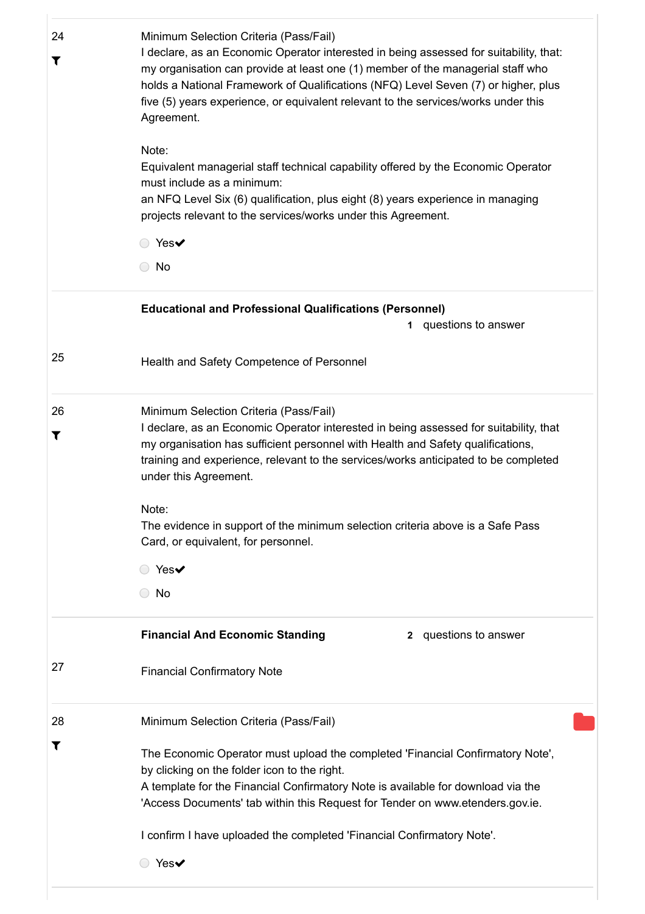24

Minimum Selection Criteria (Pass/Fail)

I declare, as an Economic Operator interested in being assessed for suitability, that: my organisation can provide at least one (1) member of the managerial staff who holds a National Framework of Qualifications (NFQ) Level Seven (7) or higher, plus five (5) years experience, or equivalent relevant to the services/works under this Agreement.

Note:
Equivalent managerial staff technical capability offered by the Economic Operator must include as a minimum:
an NFQ Level Six (6) qualification, plus eight (8) years experience in managing projects relevant to the services/works under this Agreement.

- Yes✔
- No

---

**Educational and Professional Qualifications (Personnel)** 1 questions to answer

25

Health and Safety Competence of Personnel

---

26

Minimum Selection Criteria (Pass/Fail)

I declare, as an Economic Operator interested in being assessed for suitability, that my organisation has sufficient personnel with Health and Safety qualifications, training and experience, relevant to the services/works anticipated to be completed under this Agreement.

Note:
The evidence in support of the minimum selection criteria above is a Safe Pass Card, or equivalent, for personnel.

- Yes✔
- No

---

**Financial And Economic Standing** 2 questions to answer

27

Financial Confirmatory Note

---

28

Minimum Selection Criteria (Pass/Fail)

The Economic Operator must upload the completed 'Financial Confirmatory Note', by clicking on the folder icon to the right.
A template for the Financial Confirmatory Note is available for download via the 'Access Documents' tab within this Request for Tender on www.etenders.gov.ie.

I confirm I have uploaded the completed 'Financial Confirmatory Note'.

- Yes✔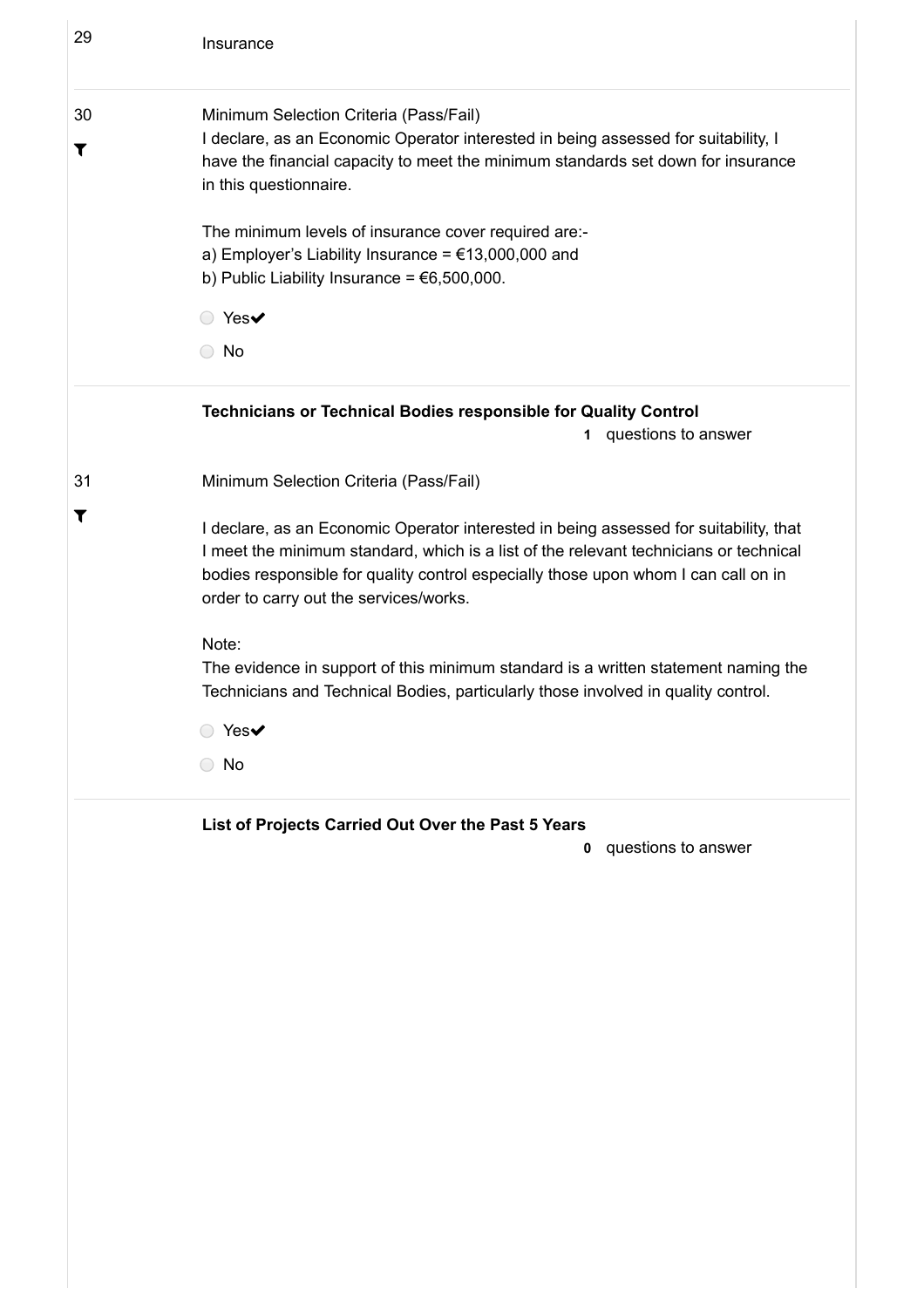29 Insurance

30 Minimum Selection Criteria (Pass/Fail)

I declare, as an Economic Operator interested in being assessed for suitability, I have the financial capacity to meet the minimum standards set down for insurance in this questionnaire.

The minimum levels of insurance cover required are:-
a) Employer's Liability Insurance = €13,000,000 and
b) Public Liability Insurance = €6,500,000.

- ○ Yes✔
- ○ No

**Technicians or Technical Bodies responsible for Quality Control**

**1** questions to answer

31 Minimum Selection Criteria (Pass/Fail)

I declare, as an Economic Operator interested in being assessed for suitability, that I meet the minimum standard, which is a list of the relevant technicians or technical bodies responsible for quality control especially those upon whom I can call on in order to carry out the services/works.

Note:
The evidence in support of this minimum standard is a written statement naming the Technicians and Technical Bodies, particularly those involved in quality control.

- ○ Yes✔
- ○ No

**List of Projects Carried Out Over the Past 5 Years**

**0** questions to answer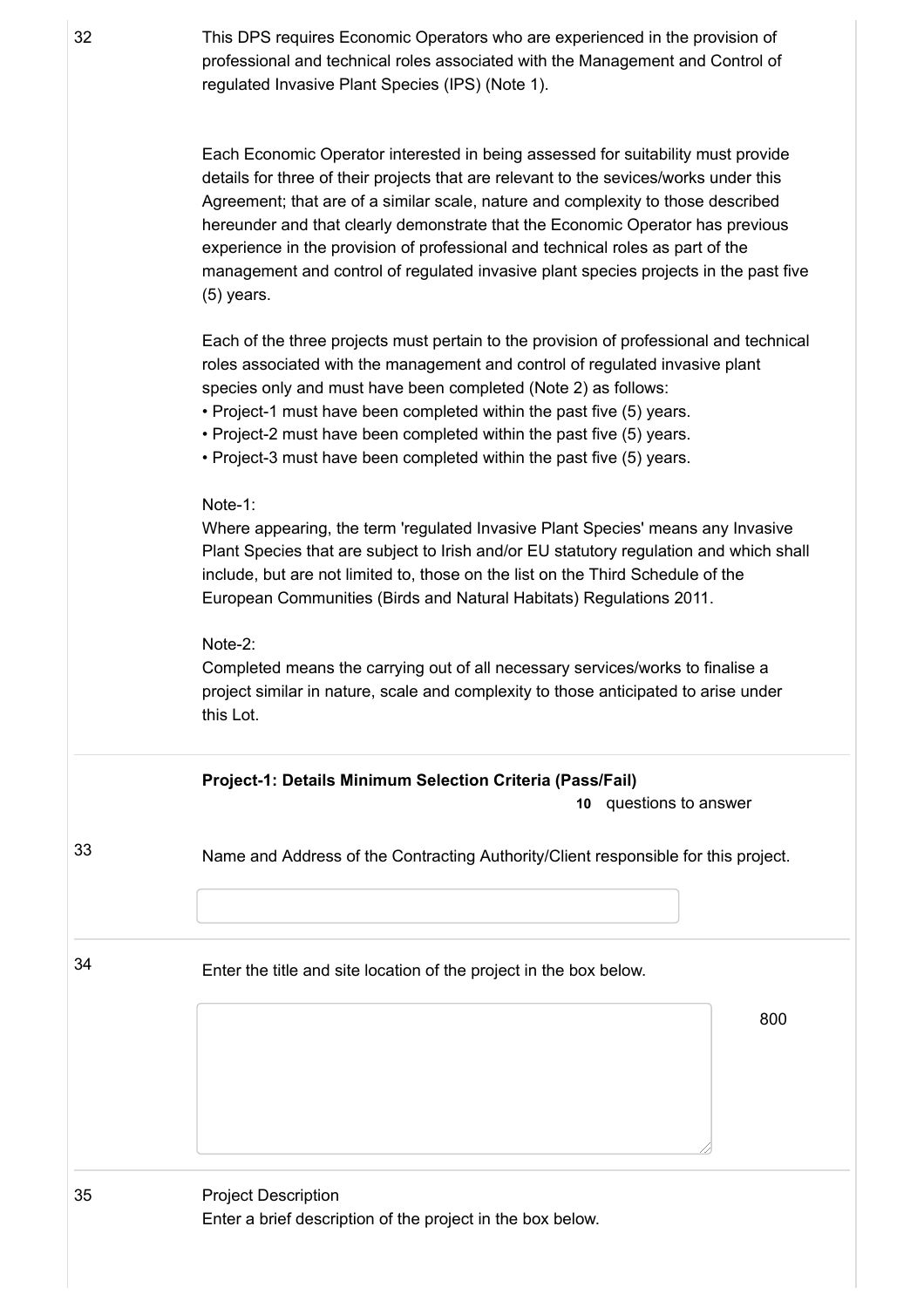32

This DPS requires Economic Operators who are experienced in the provision of professional and technical roles associated with the Management and Control of regulated Invasive Plant Species (IPS) (Note 1).

Each Economic Operator interested in being assessed for suitability must provide details for three of their projects that are relevant to the sevices/works under this Agreement; that are of a similar scale, nature and complexity to those described hereunder and that clearly demonstrate that the Economic Operator has previous experience in the provision of professional and technical roles as part of the management and control of regulated invasive plant species projects in the past five (5) years.

Each of the three projects must pertain to the provision of professional and technical roles associated with the management and control of regulated invasive plant species only and must have been completed (Note 2) as follows:

- Project-1 must have been completed within the past five (5) years.
- Project-2 must have been completed within the past five (5) years.
- Project-3 must have been completed within the past five (5) years.

Note-1:
Where appearing, the term 'regulated Invasive Plant Species' means any Invasive Plant Species that are subject to Irish and/or EU statutory regulation and which shall include, but are not limited to, those on the list on the Third Schedule of the European Communities (Birds and Natural Habitats) Regulations 2011.

Note-2:
Completed means the carrying out of all necessary services/works to finalise a project similar in nature, scale and complexity to those anticipated to arise under this Lot.

**Project-1: Details Minimum Selection Criteria (Pass/Fail)**

**10** questions to answer

33

Name and Address of the Contracting Authority/Client responsible for this project.

34

Enter the title and site location of the project in the box below.

800

35

Project Description
Enter a brief description of the project in the box below.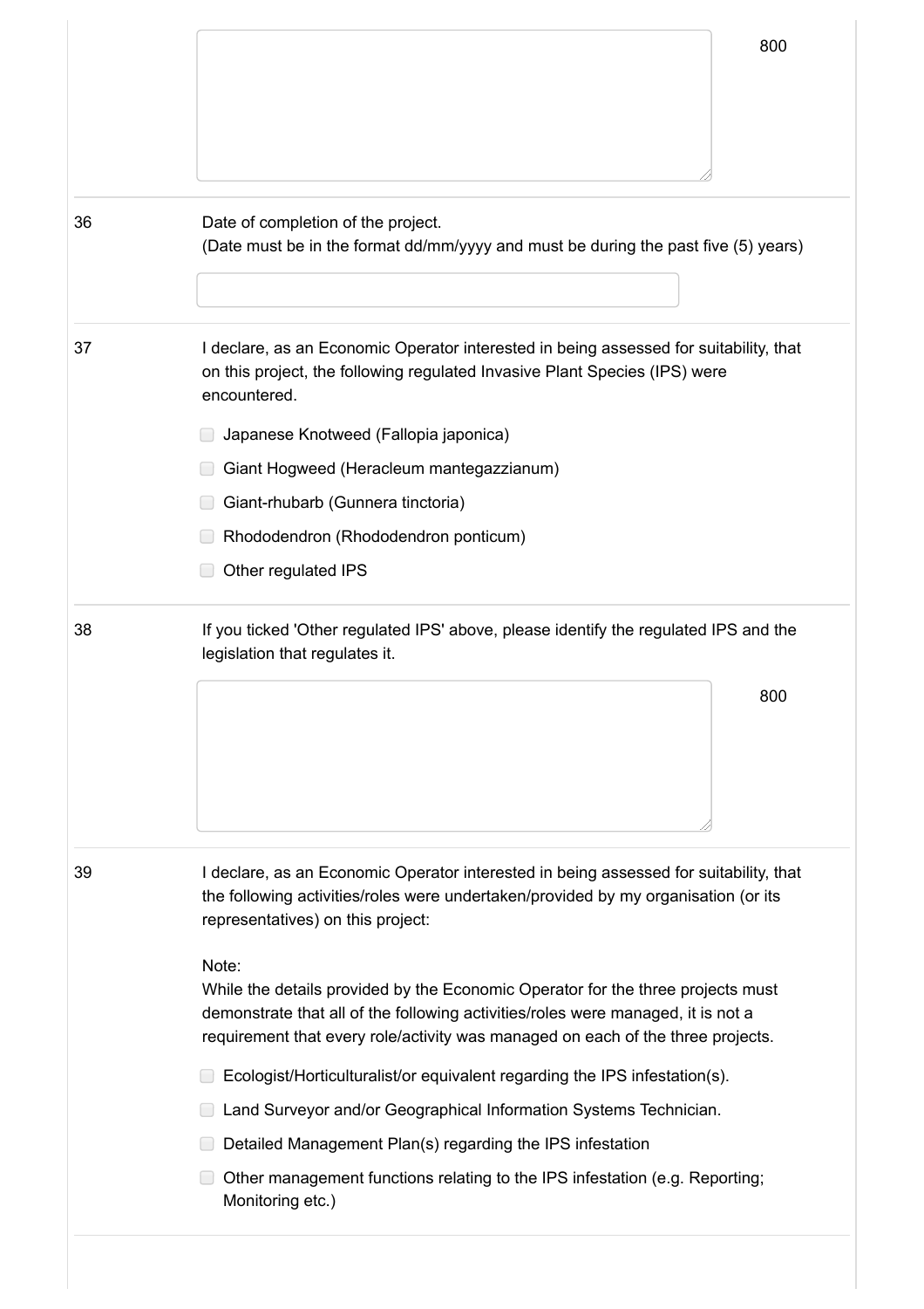800

36

Date of completion of the project.
(Date must be in the format dd/mm/yyyy and must be during the past five (5) years)

37

I declare, as an Economic Operator interested in being assessed for suitability, that on this project, the following regulated Invasive Plant Species (IPS) were encountered.

- [ ] Japanese Knotweed (Fallopia japonica)
- [ ] Giant Hogweed (Heracleum mantegazzianum)
- [ ] Giant-rhubarb (Gunnera tinctoria)
- [ ] Rhododendron (Rhododendron ponticum)
- [ ] Other regulated IPS

38

If you ticked 'Other regulated IPS' above, please identify the regulated IPS and the legislation that regulates it.

800

39

I declare, as an Economic Operator interested in being assessed for suitability, that the following activities/roles were undertaken/provided by my organisation (or its representatives) on this project:

Note:
While the details provided by the Economic Operator for the three projects must demonstrate that all of the following activities/roles were managed, it is not a requirement that every role/activity was managed on each of the three projects.

- [ ] Ecologist/Horticulturalist/or equivalent regarding the IPS infestation(s).
- [ ] Land Surveyor and/or Geographical Information Systems Technician.
- [ ] Detailed Management Plan(s) regarding the IPS infestation
- [ ] Other management functions relating to the IPS infestation (e.g. Reporting; Monitoring etc.)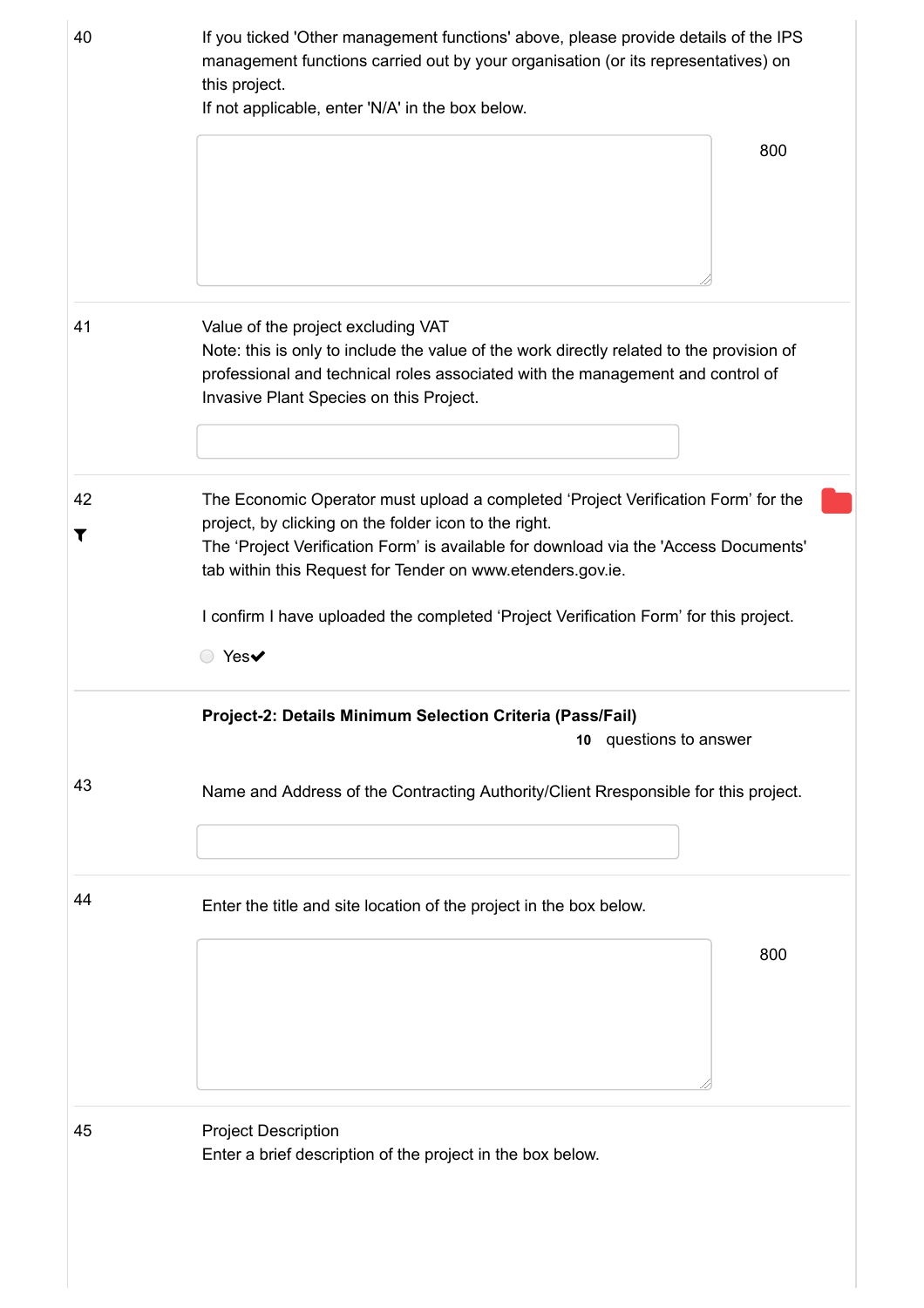40

If you ticked 'Other management functions' above, please provide details of the IPS management functions carried out by your organisation (or its representatives) on this project.
If not applicable, enter 'N/A' in the box below.

800

41

Value of the project excluding VAT
Note: this is only to include the value of the work directly related to the provision of professional and technical roles associated with the management and control of Invasive Plant Species on this Project.

42

The Economic Operator must upload a completed 'Project Verification Form' for the project, by clicking on the folder icon to the right.
The 'Project Verification Form' is available for download via the 'Access Documents' tab within this Request for Tender on www.etenders.gov.ie.

I confirm I have uploaded the completed 'Project Verification Form' for this project.

- Yes✔

**Project-2: Details Minimum Selection Criteria (Pass/Fail)**

**10** questions to answer

43

Name and Address of the Contracting Authority/Client Rresponsible for this project.

44

Enter the title and site location of the project in the box below.

800

45

Project Description
Enter a brief description of the project in the box below.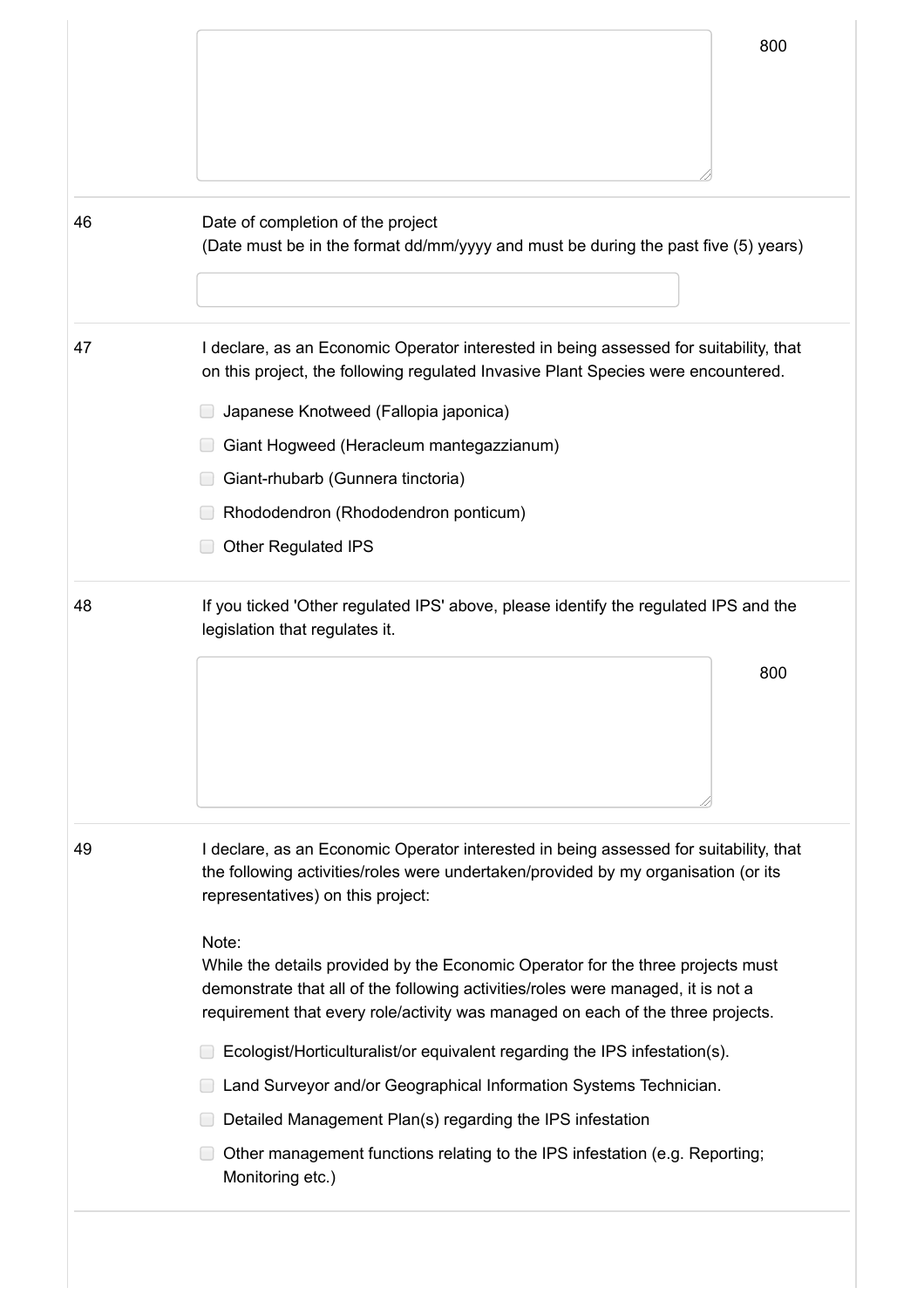800

---

**46** Date of completion of the project
(Date must be in the format dd/mm/yyyy and must be during the past five (5) years)

---

**47** I declare, as an Economic Operator interested in being assessed for suitability, that on this project, the following regulated Invasive Plant Species were encountered.

- [ ] Japanese Knotweed (Fallopia japonica)
- [ ] Giant Hogweed (Heracleum mantegazzianum)
- [ ] Giant-rhubarb (Gunnera tinctoria)
- [ ] Rhododendron (Rhododendron ponticum)
- [ ] Other Regulated IPS

---

**48** If you ticked 'Other regulated IPS' above, please identify the regulated IPS and the legislation that regulates it.

800

---

**49** I declare, as an Economic Operator interested in being assessed for suitability, that the following activities/roles were undertaken/provided by my organisation (or its representatives) on this project:

Note:
While the details provided by the Economic Operator for the three projects must demonstrate that all of the following activities/roles were managed, it is not a requirement that every role/activity was managed on each of the three projects.

- [ ] Ecologist/Horticulturalist/or equivalent regarding the IPS infestation(s).
- [ ] Land Surveyor and/or Geographical Information Systems Technician.
- [ ] Detailed Management Plan(s) regarding the IPS infestation
- [ ] Other management functions relating to the IPS infestation (e.g. Reporting; Monitoring etc.)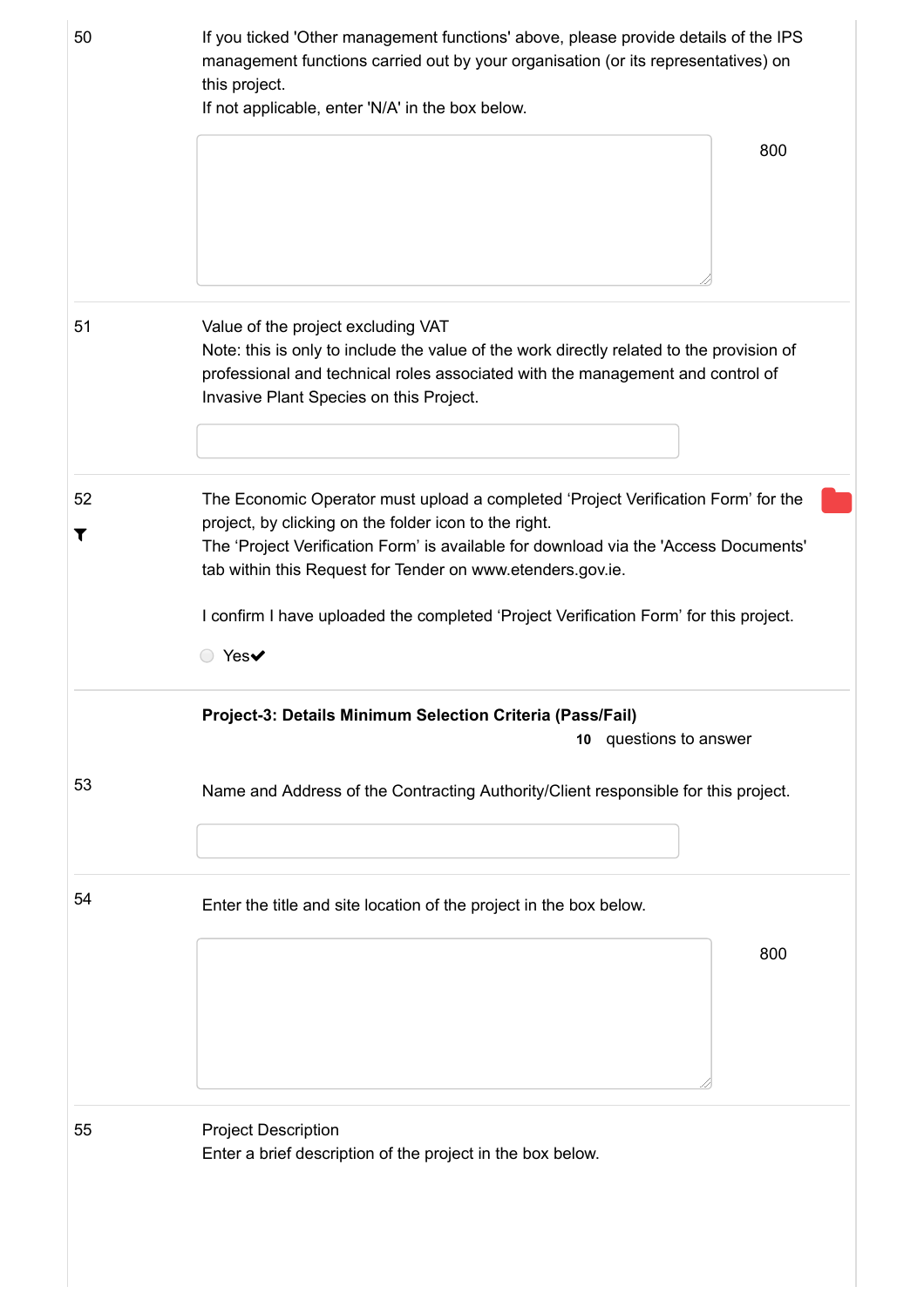50

If you ticked 'Other management functions' above, please provide details of the IPS management functions carried out by your organisation (or its representatives) on this project.
If not applicable, enter 'N/A' in the box below.

800

51

Value of the project excluding VAT
Note: this is only to include the value of the work directly related to the provision of professional and technical roles associated with the management and control of Invasive Plant Species on this Project.

52

The Economic Operator must upload a completed 'Project Verification Form' for the project, by clicking on the folder icon to the right.
The 'Project Verification Form' is available for download via the 'Access Documents' tab within this Request for Tender on www.etenders.gov.ie.

I confirm I have uploaded the completed 'Project Verification Form' for this project.

- Yes ✔

**Project-3: Details Minimum Selection Criteria (Pass/Fail)**

**10** questions to answer

53

Name and Address of the Contracting Authority/Client responsible for this project.

54

Enter the title and site location of the project in the box below.

800

55

Project Description
Enter a brief description of the project in the box below.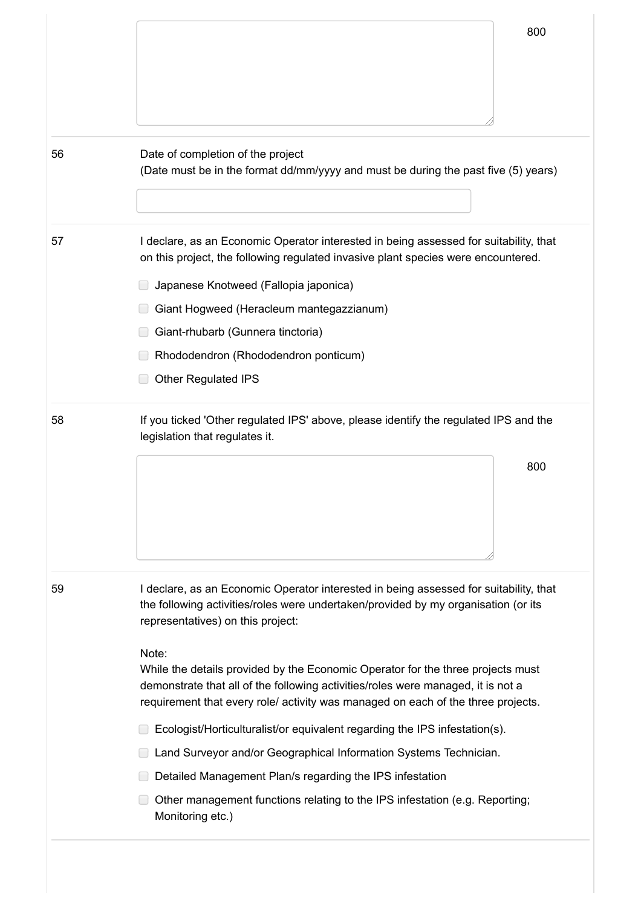800

56 Date of completion of the project
(Date must be in the format dd/mm/yyyy and must be during the past five (5) years)

57 I declare, as an Economic Operator interested in being assessed for suitability, that on this project, the following regulated invasive plant species were encountered.

- [ ] Japanese Knotweed (Fallopia japonica)
- [ ] Giant Hogweed (Heracleum mantegazzianum)
- [ ] Giant-rhubarb (Gunnera tinctoria)
- [ ] Rhododendron (Rhododendron ponticum)
- [ ] Other Regulated IPS

58 If you ticked 'Other regulated IPS' above, please identify the regulated IPS and the legislation that regulates it.

800

59 I declare, as an Economic Operator interested in being assessed for suitability, that the following activities/roles were undertaken/provided by my organisation (or its representatives) on this project:

Note:
While the details provided by the Economic Operator for the three projects must demonstrate that all of the following activities/roles were managed, it is not a requirement that every role/ activity was managed on each of the three projects.

- [ ] Ecologist/Horticulturalist/or equivalent regarding the IPS infestation(s).
- [ ] Land Surveyor and/or Geographical Information Systems Technician.
- [ ] Detailed Management Plan/s regarding the IPS infestation
- [ ] Other management functions relating to the IPS infestation (e.g. Reporting; Monitoring etc.)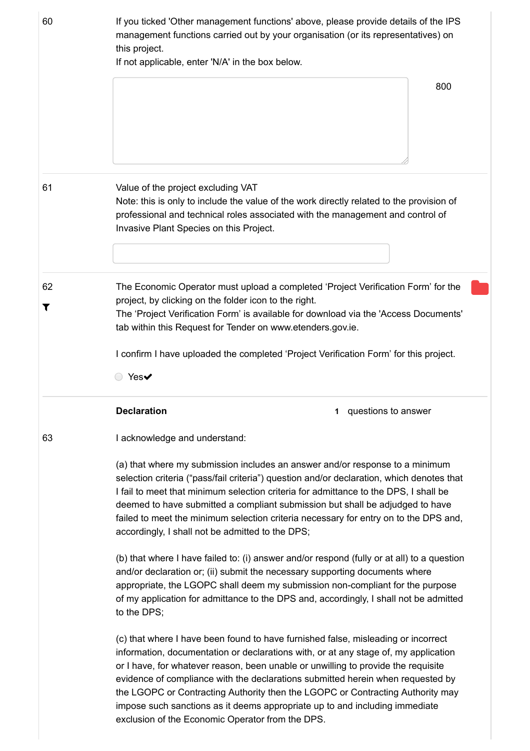60

If you ticked 'Other management functions' above, please provide details of the IPS management functions carried out by your organisation (or its representatives) on this project.
If not applicable, enter 'N/A' in the box below.

800

61

Value of the project excluding VAT
Note: this is only to include the value of the work directly related to the provision of professional and technical roles associated with the management and control of Invasive Plant Species on this Project.

62

The Economic Operator must upload a completed 'Project Verification Form' for the project, by clicking on the folder icon to the right.
The 'Project Verification Form' is available for download via the 'Access Documents' tab within this Request for Tender on www.etenders.gov.ie.

I confirm I have uploaded the completed 'Project Verification Form' for this project.

- Yes✔

**Declaration** 1 questions to answer

63

I acknowledge and understand:

(a) that where my submission includes an answer and/or response to a minimum selection criteria ("pass/fail criteria") question and/or declaration, which denotes that I fail to meet that minimum selection criteria for admittance to the DPS, I shall be deemed to have submitted a compliant submission but shall be adjudged to have failed to meet the minimum selection criteria necessary for entry on to the DPS and, accordingly, I shall not be admitted to the DPS;

(b) that where I have failed to: (i) answer and/or respond (fully or at all) to a question and/or declaration or; (ii) submit the necessary supporting documents where appropriate, the LGOPC shall deem my submission non-compliant for the purpose of my application for admittance to the DPS and, accordingly, I shall not be admitted to the DPS;

(c) that where I have been found to have furnished false, misleading or incorrect information, documentation or declarations with, or at any stage of, my application or I have, for whatever reason, been unable or unwilling to provide the requisite evidence of compliance with the declarations submitted herein when requested by the LGOPC or Contracting Authority then the LGOPC or Contracting Authority may impose such sanctions as it deems appropriate up to and including immediate exclusion of the Economic Operator from the DPS.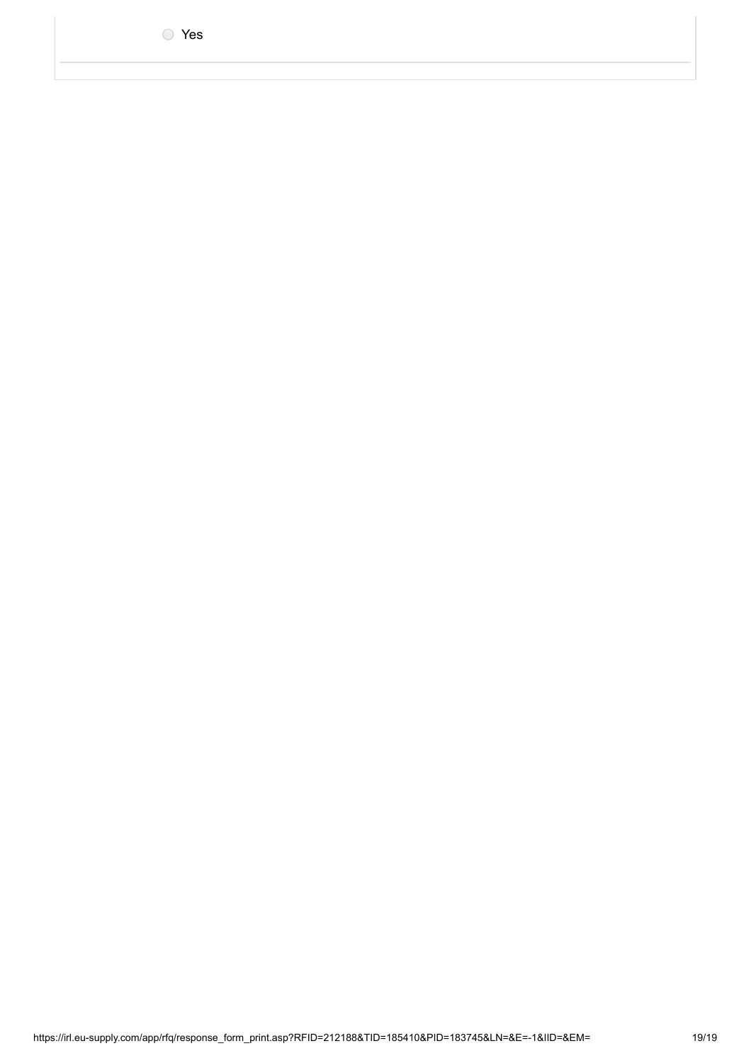○ Yes